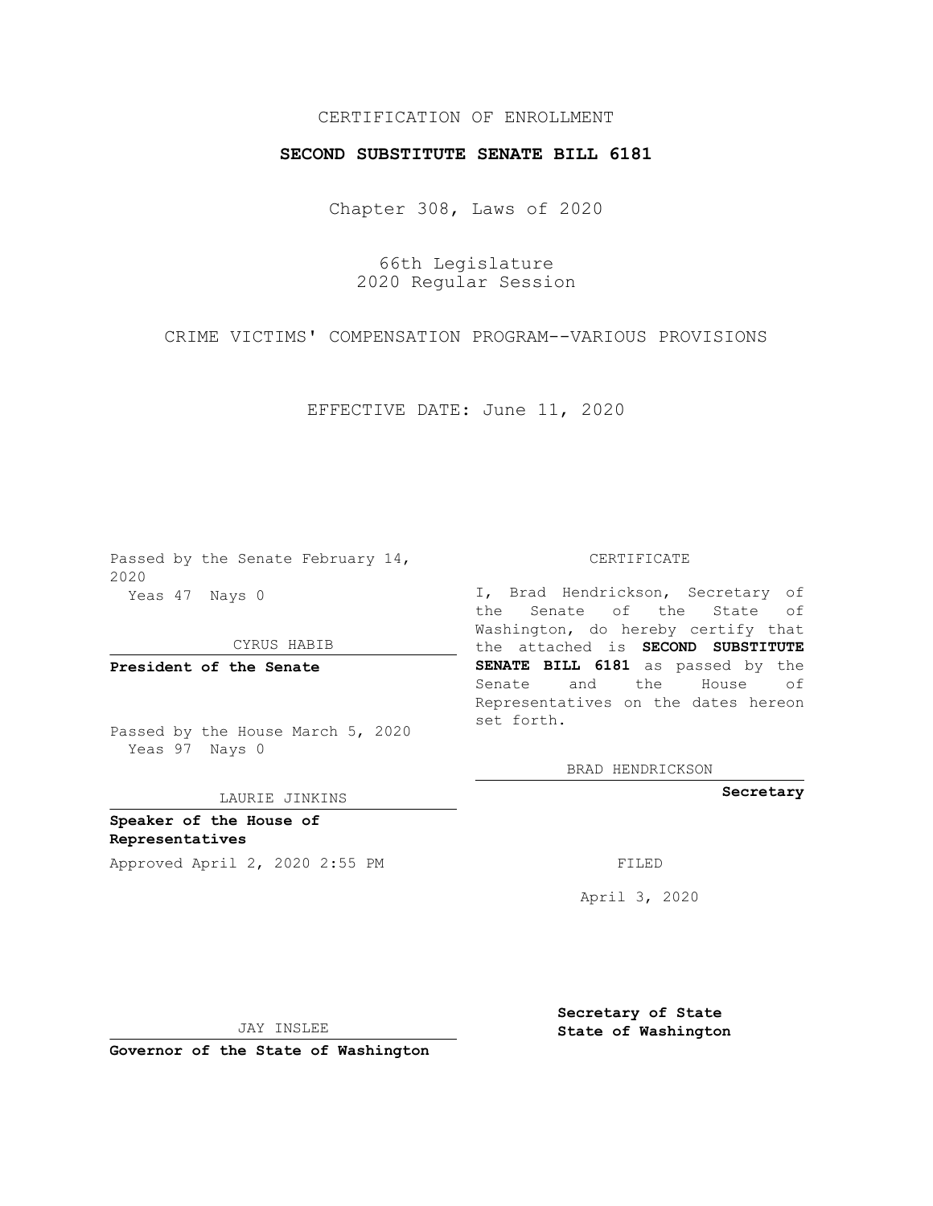CERTIFICATION OF ENROLLMENT

**SECOND SUBSTITUTE SENATE BILL 6181**

Chapter 308, Laws of 2020

66th Legislature
2020 Regular Session

CRIME VICTIMS' COMPENSATION PROGRAM--VARIOUS PROVISIONS

EFFECTIVE DATE: June 11, 2020

Passed by the Senate February 14, 2020
Yeas 47 Nays 0

CYRUS HABIB

**President of the Senate**

Passed by the House March 5, 2020
Yeas 97 Nays 0

LAURIE JINKINS

**Speaker of the House of Representatives**

Approved April 2, 2020 2:55 PM

JAY INSLEE

**Governor of the State of Washington**

CERTIFICATE

I, Brad Hendrickson, Secretary of the Senate of the State of Washington, do hereby certify that the attached is **SECOND SUBSTITUTE SENATE BILL 6181** as passed by the Senate and the House of Representatives on the dates hereon set forth.

BRAD HENDRICKSON

**Secretary**

FILED

April 3, 2020

**Secretary of State
State of Washington**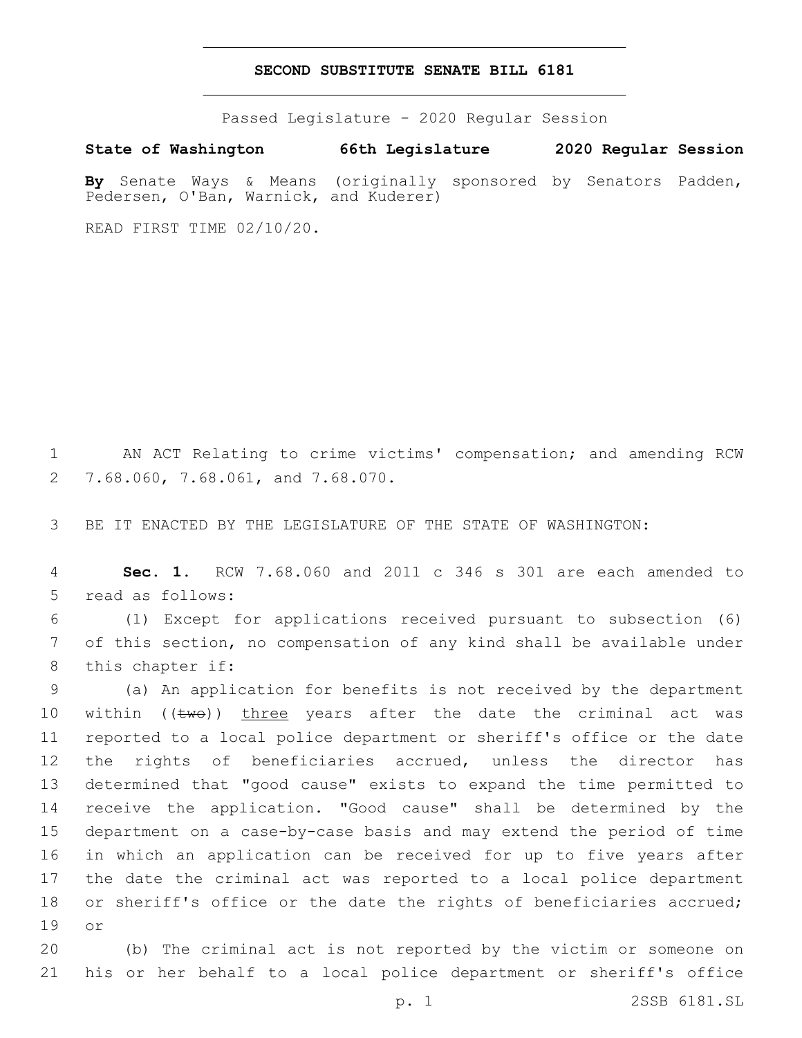# SECOND SUBSTITUTE SENATE BILL 6181

Passed Legislature - 2020 Regular Session

**State of Washington 66th Legislature 2020 Regular Session**

**By** Senate Ways & Means (originally sponsored by Senators Padden, Pedersen, O'Ban, Warnick, and Kuderer)

READ FIRST TIME 02/10/20.

AN ACT Relating to crime victims' compensation; and amending RCW 7.68.060, 7.68.061, and 7.68.070.

BE IT ENACTED BY THE LEGISLATURE OF THE STATE OF WASHINGTON:

**Sec. 1.** RCW 7.68.060 and 2011 c 346 s 301 are each amended to read as follows:

(1) Except for applications received pursuant to subsection (6) of this section, no compensation of any kind shall be available under this chapter if:

(a) An application for benefits is not received by the department within ((~~two~~)) <u>three</u> years after the date the criminal act was reported to a local police department or sheriff's office or the date the rights of beneficiaries accrued, unless the director has determined that "good cause" exists to expand the time permitted to receive the application. "Good cause" shall be determined by the department on a case-by-case basis and may extend the period of time in which an application can be received for up to five years after the date the criminal act was reported to a local police department or sheriff's office or the date the rights of beneficiaries accrued; or

(b) The criminal act is not reported by the victim or someone on his or her behalf to a local police department or sheriff's office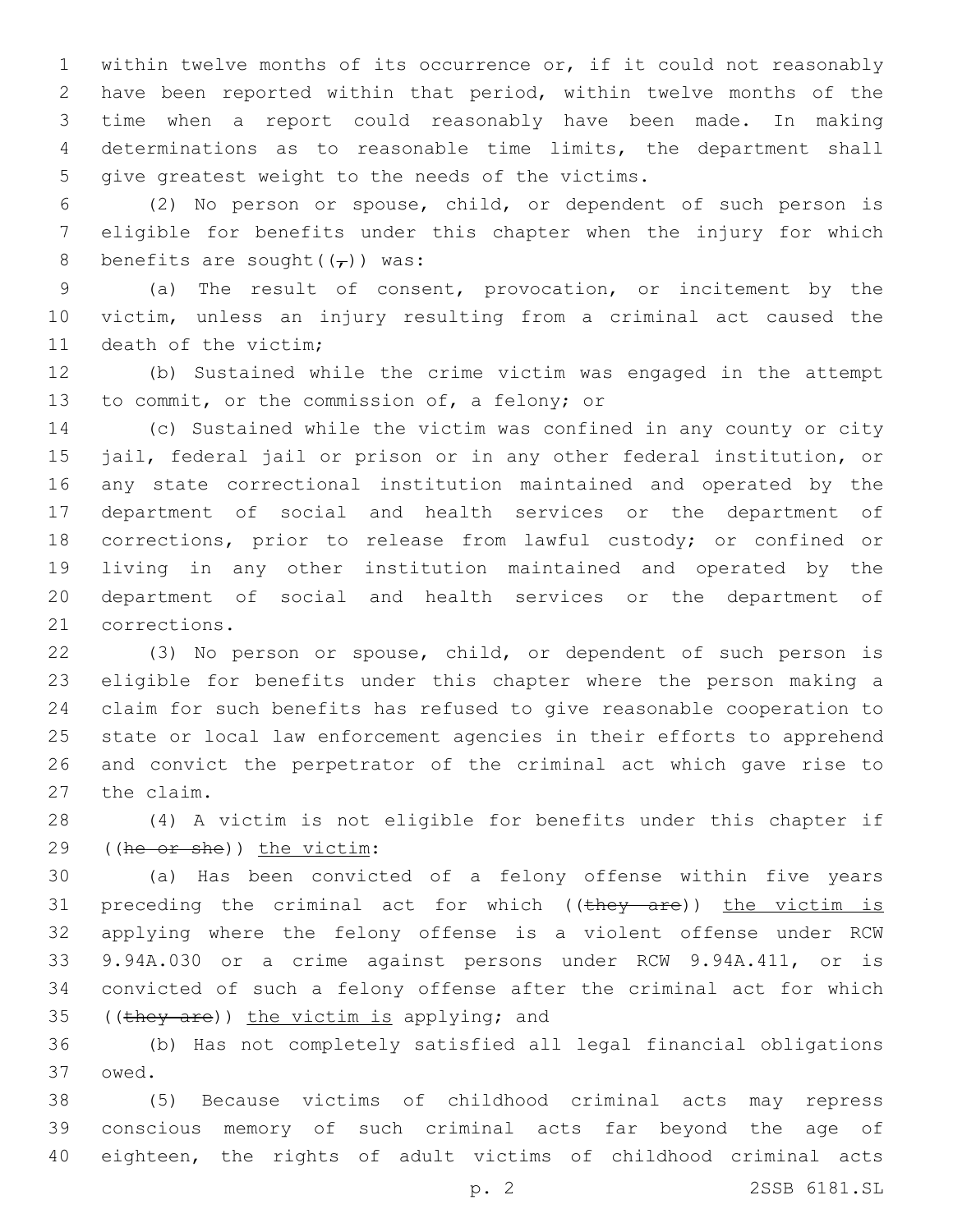within twelve months of its occurrence or, if it could not reasonably have been reported within that period, within twelve months of the time when a report could reasonably have been made. In making determinations as to reasonable time limits, the department shall give greatest weight to the needs of the victims.

(2) No person or spouse, child, or dependent of such person is eligible for benefits under this chapter when the injury for which benefits are sought((,)) was:

(a) The result of consent, provocation, or incitement by the victim, unless an injury resulting from a criminal act caused the death of the victim;

(b) Sustained while the crime victim was engaged in the attempt to commit, or the commission of, a felony; or

(c) Sustained while the victim was confined in any county or city jail, federal jail or prison or in any other federal institution, or any state correctional institution maintained and operated by the department of social and health services or the department of corrections, prior to release from lawful custody; or confined or living in any other institution maintained and operated by the department of social and health services or the department of corrections.

(3) No person or spouse, child, or dependent of such person is eligible for benefits under this chapter where the person making a claim for such benefits has refused to give reasonable cooperation to state or local law enforcement agencies in their efforts to apprehend and convict the perpetrator of the criminal act which gave rise to the claim.

(4) A victim is not eligible for benefits under this chapter if ((~~he or she~~)) the victim:

(a) Has been convicted of a felony offense within five years preceding the criminal act for which ((~~they are~~)) the victim is applying where the felony offense is a violent offense under RCW 9.94A.030 or a crime against persons under RCW 9.94A.411, or is convicted of such a felony offense after the criminal act for which ((~~they are~~)) the victim is applying; and

(b) Has not completely satisfied all legal financial obligations owed.

(5) Because victims of childhood criminal acts may repress conscious memory of such criminal acts far beyond the age of eighteen, the rights of adult victims of childhood criminal acts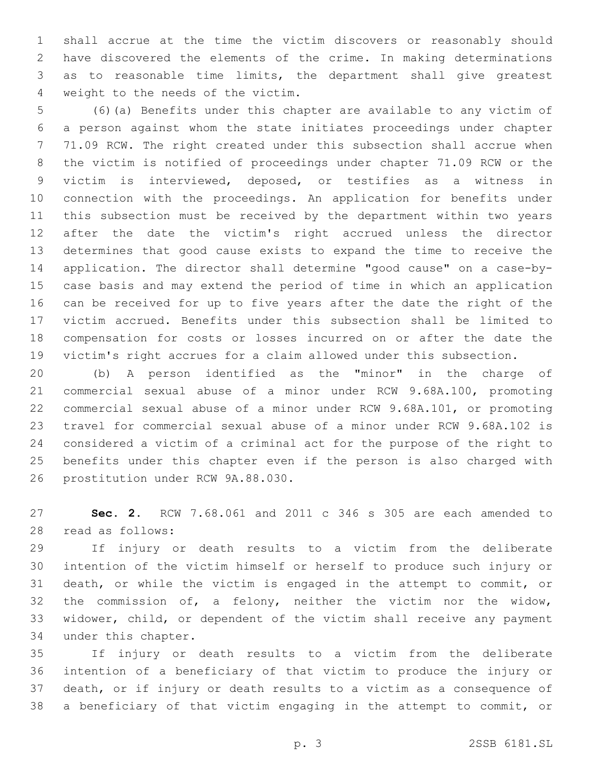shall accrue at the time the victim discovers or reasonably should have discovered the elements of the crime. In making determinations as to reasonable time limits, the department shall give greatest weight to the needs of the victim.

(6)(a) Benefits under this chapter are available to any victim of a person against whom the state initiates proceedings under chapter 71.09 RCW. The right created under this subsection shall accrue when the victim is notified of proceedings under chapter 71.09 RCW or the victim is interviewed, deposed, or testifies as a witness in connection with the proceedings. An application for benefits under this subsection must be received by the department within two years after the date the victim's right accrued unless the director determines that good cause exists to expand the time to receive the application. The director shall determine "good cause" on a case-by-case basis and may extend the period of time in which an application can be received for up to five years after the date the right of the victim accrued. Benefits under this subsection shall be limited to compensation for costs or losses incurred on or after the date the victim's right accrues for a claim allowed under this subsection.

(b) A person identified as the "minor" in the charge of commercial sexual abuse of a minor under RCW 9.68A.100, promoting commercial sexual abuse of a minor under RCW 9.68A.101, or promoting travel for commercial sexual abuse of a minor under RCW 9.68A.102 is considered a victim of a criminal act for the purpose of the right to benefits under this chapter even if the person is also charged with prostitution under RCW 9A.88.030.

**Sec. 2.** RCW 7.68.061 and 2011 c 346 s 305 are each amended to read as follows:

If injury or death results to a victim from the deliberate intention of the victim himself or herself to produce such injury or death, or while the victim is engaged in the attempt to commit, or the commission of, a felony, neither the victim nor the widow, widower, child, or dependent of the victim shall receive any payment under this chapter.

If injury or death results to a victim from the deliberate intention of a beneficiary of that victim to produce the injury or death, or if injury or death results to a victim as a consequence of a beneficiary of that victim engaging in the attempt to commit, or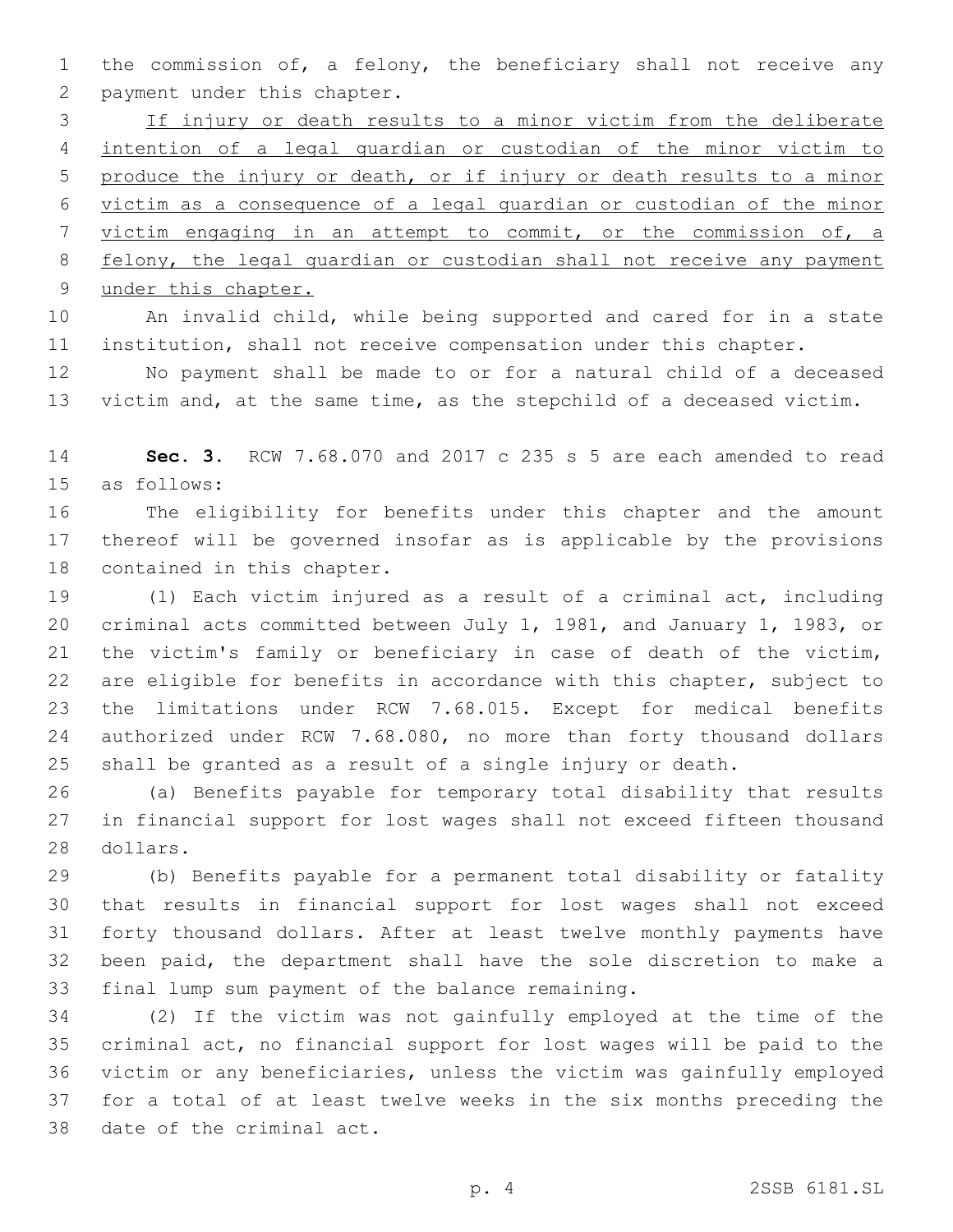the commission of, a felony, the beneficiary shall not receive any payment under this chapter.

<u>If injury or death results to a minor victim from the deliberate intention of a legal guardian or custodian of the minor victim to produce the injury or death, or if injury or death results to a minor victim as a consequence of a legal guardian or custodian of the minor victim engaging in an attempt to commit, or the commission of, a felony, the legal guardian or custodian shall not receive any payment under this chapter.</u>

An invalid child, while being supported and cared for in a state institution, shall not receive compensation under this chapter.

No payment shall be made to or for a natural child of a deceased victim and, at the same time, as the stepchild of a deceased victim.

**Sec. 3.** RCW 7.68.070 and 2017 c 235 s 5 are each amended to read as follows:

The eligibility for benefits under this chapter and the amount thereof will be governed insofar as is applicable by the provisions contained in this chapter.

(1) Each victim injured as a result of a criminal act, including criminal acts committed between July 1, 1981, and January 1, 1983, or the victim's family or beneficiary in case of death of the victim, are eligible for benefits in accordance with this chapter, subject to the limitations under RCW 7.68.015. Except for medical benefits authorized under RCW 7.68.080, no more than forty thousand dollars shall be granted as a result of a single injury or death.

(a) Benefits payable for temporary total disability that results in financial support for lost wages shall not exceed fifteen thousand dollars.

(b) Benefits payable for a permanent total disability or fatality that results in financial support for lost wages shall not exceed forty thousand dollars. After at least twelve monthly payments have been paid, the department shall have the sole discretion to make a final lump sum payment of the balance remaining.

(2) If the victim was not gainfully employed at the time of the criminal act, no financial support for lost wages will be paid to the victim or any beneficiaries, unless the victim was gainfully employed for a total of at least twelve weeks in the six months preceding the date of the criminal act.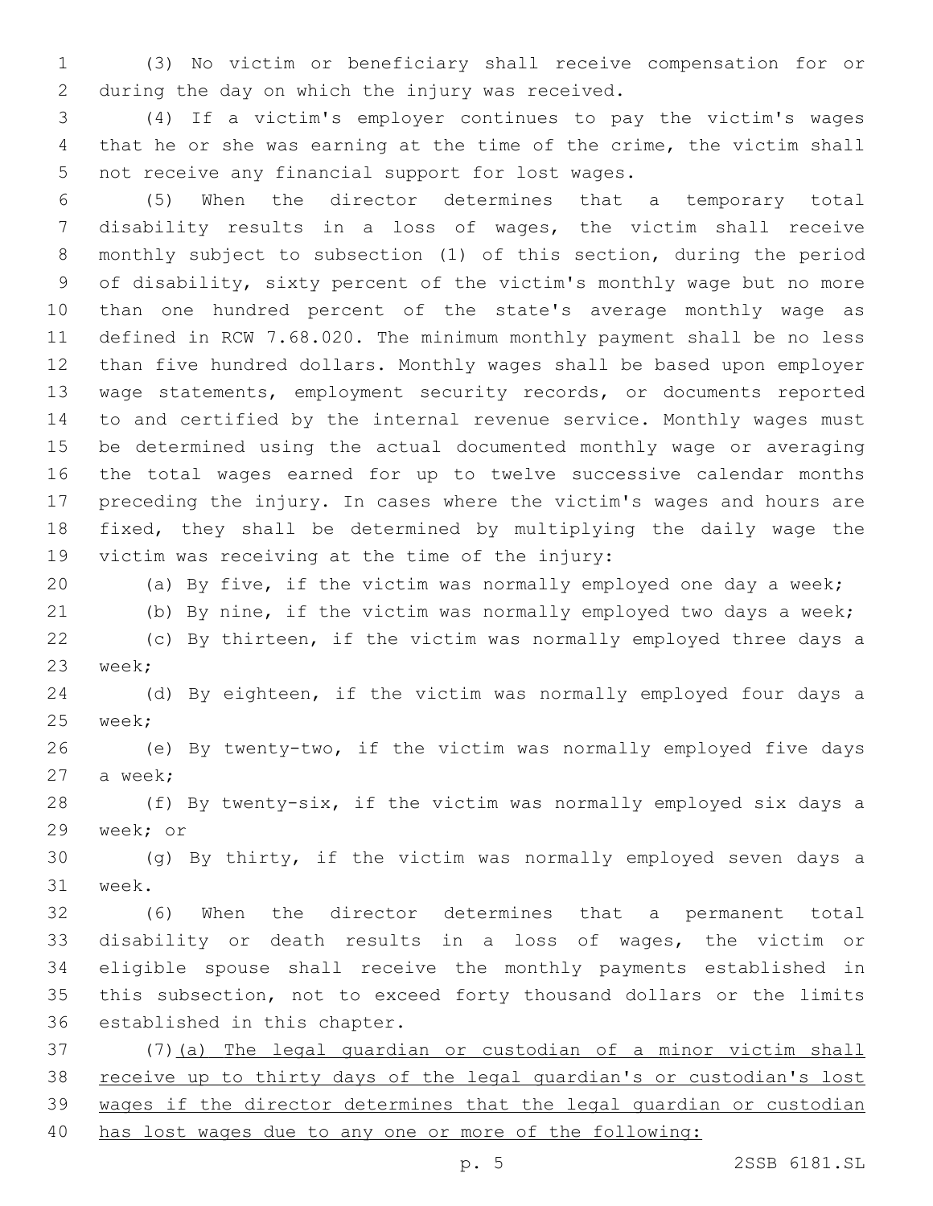(3) No victim or beneficiary shall receive compensation for or during the day on which the injury was received.

(4) If a victim's employer continues to pay the victim's wages that he or she was earning at the time of the crime, the victim shall not receive any financial support for lost wages.

(5) When the director determines that a temporary total disability results in a loss of wages, the victim shall receive monthly subject to subsection (1) of this section, during the period of disability, sixty percent of the victim's monthly wage but no more than one hundred percent of the state's average monthly wage as defined in RCW 7.68.020. The minimum monthly payment shall be no less than five hundred dollars. Monthly wages shall be based upon employer wage statements, employment security records, or documents reported to and certified by the internal revenue service. Monthly wages must be determined using the actual documented monthly wage or averaging the total wages earned for up to twelve successive calendar months preceding the injury. In cases where the victim's wages and hours are fixed, they shall be determined by multiplying the daily wage the victim was receiving at the time of the injury:

(a) By five, if the victim was normally employed one day a week;

(b) By nine, if the victim was normally employed two days a week;

(c) By thirteen, if the victim was normally employed three days a week;

(d) By eighteen, if the victim was normally employed four days a week;

(e) By twenty-two, if the victim was normally employed five days a week;

(f) By twenty-six, if the victim was normally employed six days a week; or

(g) By thirty, if the victim was normally employed seven days a week.

(6) When the director determines that a permanent total disability or death results in a loss of wages, the victim or eligible spouse shall receive the monthly payments established in this subsection, not to exceed forty thousand dollars or the limits established in this chapter.

(7)<u>(a) The legal guardian or custodian of a minor victim shall receive up to thirty days of the legal guardian's or custodian's lost wages if the director determines that the legal guardian or custodian has lost wages due to any one or more of the following:</u>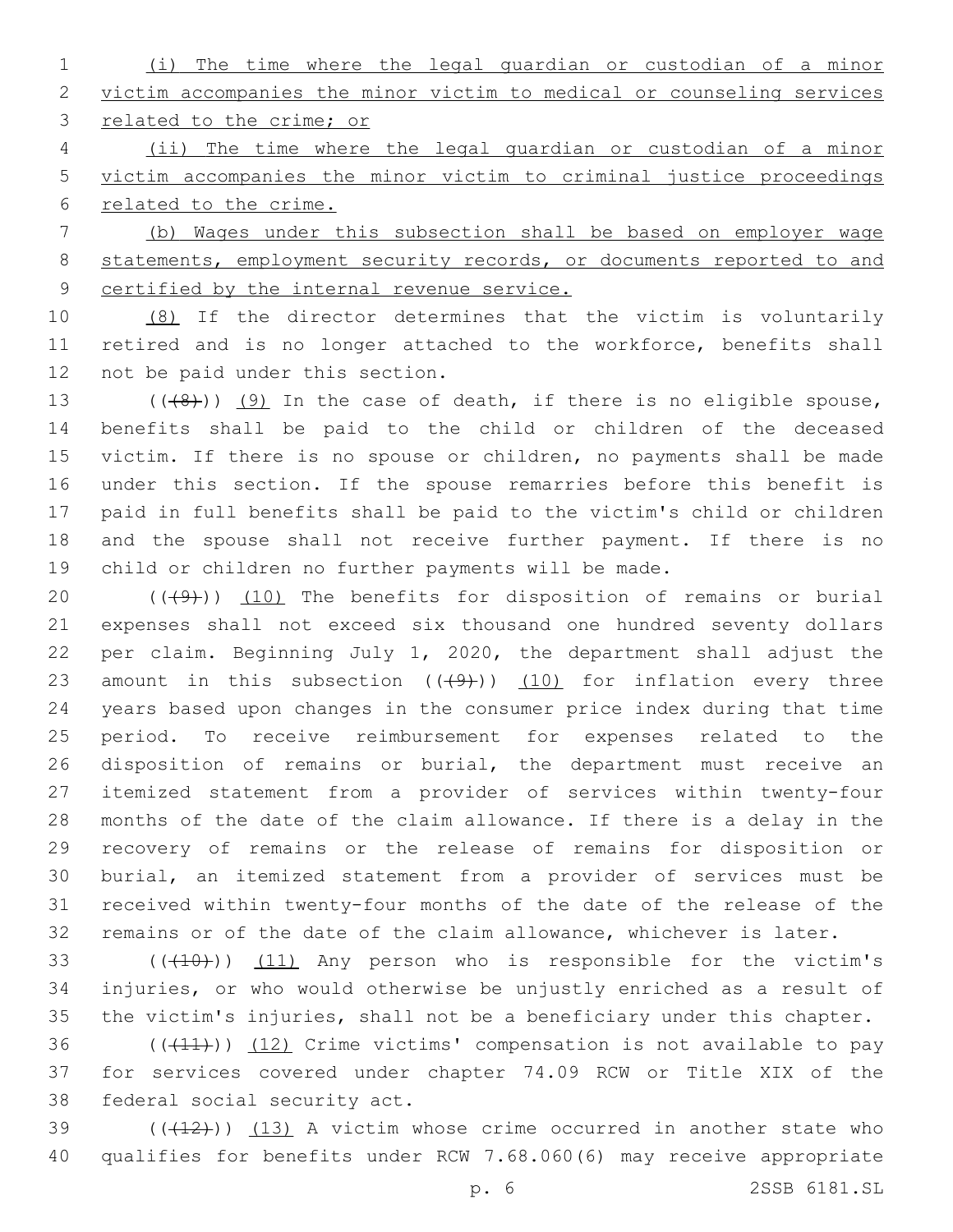(i) The time where the legal guardian or custodian of a minor victim accompanies the minor victim to medical or counseling services related to the crime; or

(ii) The time where the legal guardian or custodian of a minor victim accompanies the minor victim to criminal justice proceedings related to the crime.

(b) Wages under this subsection shall be based on employer wage statements, employment security records, or documents reported to and certified by the internal revenue service.

(8) If the director determines that the victim is voluntarily retired and is no longer attached to the workforce, benefits shall not be paid under this section.

(((8))) (9) In the case of death, if there is no eligible spouse, benefits shall be paid to the child or children of the deceased victim. If there is no spouse or children, no payments shall be made under this section. If the spouse remarries before this benefit is paid in full benefits shall be paid to the victim's child or children and the spouse shall not receive further payment. If there is no child or children no further payments will be made.

(((9))) (10) The benefits for disposition of remains or burial expenses shall not exceed six thousand one hundred seventy dollars per claim. Beginning July 1, 2020, the department shall adjust the amount in this subsection (((9))) (10) for inflation every three years based upon changes in the consumer price index during that time period. To receive reimbursement for expenses related to the disposition of remains or burial, the department must receive an itemized statement from a provider of services within twenty-four months of the date of the claim allowance. If there is a delay in the recovery of remains or the release of remains for disposition or burial, an itemized statement from a provider of services must be received within twenty-four months of the date of the release of the remains or of the date of the claim allowance, whichever is later.

(((10))) (11) Any person who is responsible for the victim's injuries, or who would otherwise be unjustly enriched as a result of the victim's injuries, shall not be a beneficiary under this chapter.

(((11))) (12) Crime victims' compensation is not available to pay for services covered under chapter 74.09 RCW or Title XIX of the federal social security act.

(((12))) (13) A victim whose crime occurred in another state who qualifies for benefits under RCW 7.68.060(6) may receive appropriate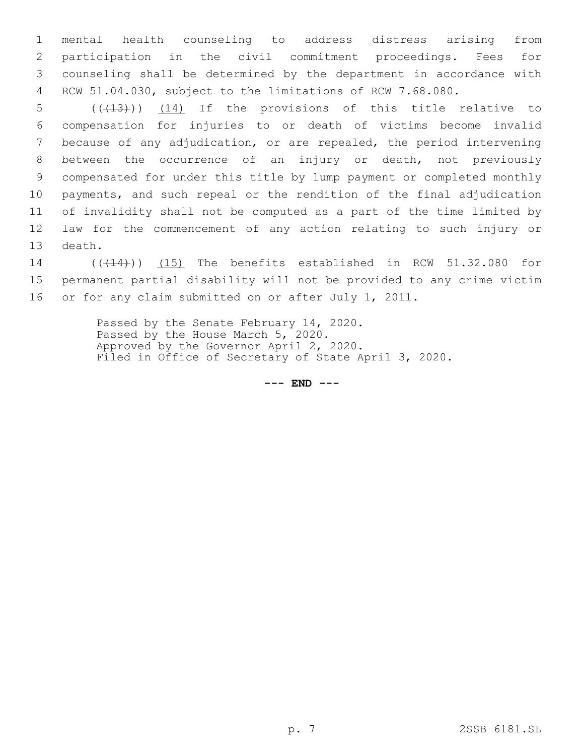mental health counseling to address distress arising from participation in the civil commitment proceedings. Fees for counseling shall be determined by the department in accordance with RCW 51.04.030, subject to the limitations of RCW 7.68.080.

((~~(13)~~)) (14) If the provisions of this title relative to compensation for injuries to or death of victims become invalid because of any adjudication, or are repealed, the period intervening between the occurrence of an injury or death, not previously compensated for under this title by lump payment or completed monthly payments, and such repeal or the rendition of the final adjudication of invalidity shall not be computed as a part of the time limited by law for the commencement of any action relating to such injury or death.

((~~(14)~~)) (15) The benefits established in RCW 51.32.080 for permanent partial disability will not be provided to any crime victim or for any claim submitted on or after July 1, 2011.

Passed by the Senate February 14, 2020.
Passed by the House March 5, 2020.
Approved by the Governor April 2, 2020.
Filed in Office of Secretary of State April 3, 2020.

**--- END ---**